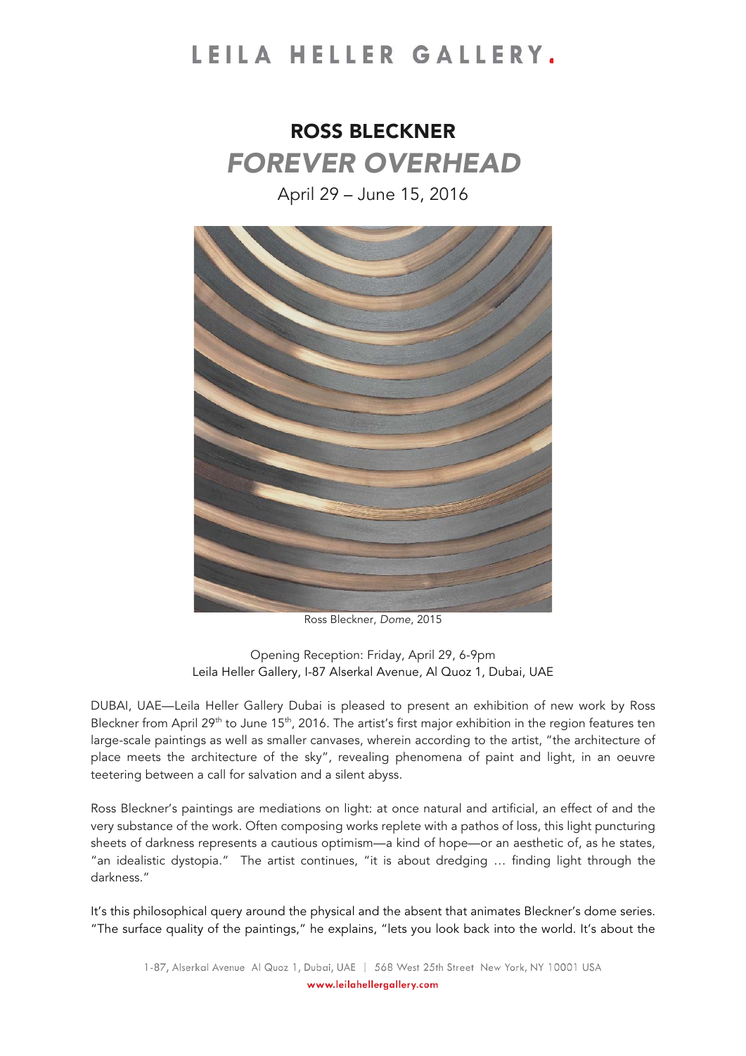# LEILA HELLER GALLERY.

## ROSS BLECKNER

## *FOREVER OVERHEAD*

April 29 – June 15, 2016

Ross Bleckner, *Dome*, 2015

Opening Reception: Friday, April 29, 6-9pm
Leila Heller Gallery, I-87 Alserkal Avenue, Al Quoz 1, Dubai, UAE

DUBAI, UAE—Leila Heller Gallery Dubai is pleased to present an exhibition of new work by Ross Bleckner from April 29th to June 15th, 2016. The artist's first major exhibition in the region features ten large-scale paintings as well as smaller canvases, wherein according to the artist, "the architecture of place meets the architecture of the sky", revealing phenomena of paint and light, in an oeuvre teetering between a call for salvation and a silent abyss.

Ross Bleckner's paintings are mediations on light: at once natural and artificial, an effect of and the very substance of the work. Often composing works replete with a pathos of loss, this light puncturing sheets of darkness represents a cautious optimism—a kind of hope—or an aesthetic of, as he states, "an idealistic dystopia." The artist continues, "it is about dredging … finding light through the darkness."

It's this philosophical query around the physical and the absent that animates Bleckner's dome series. "The surface quality of the paintings," he explains, "lets you look back into the world. It's about the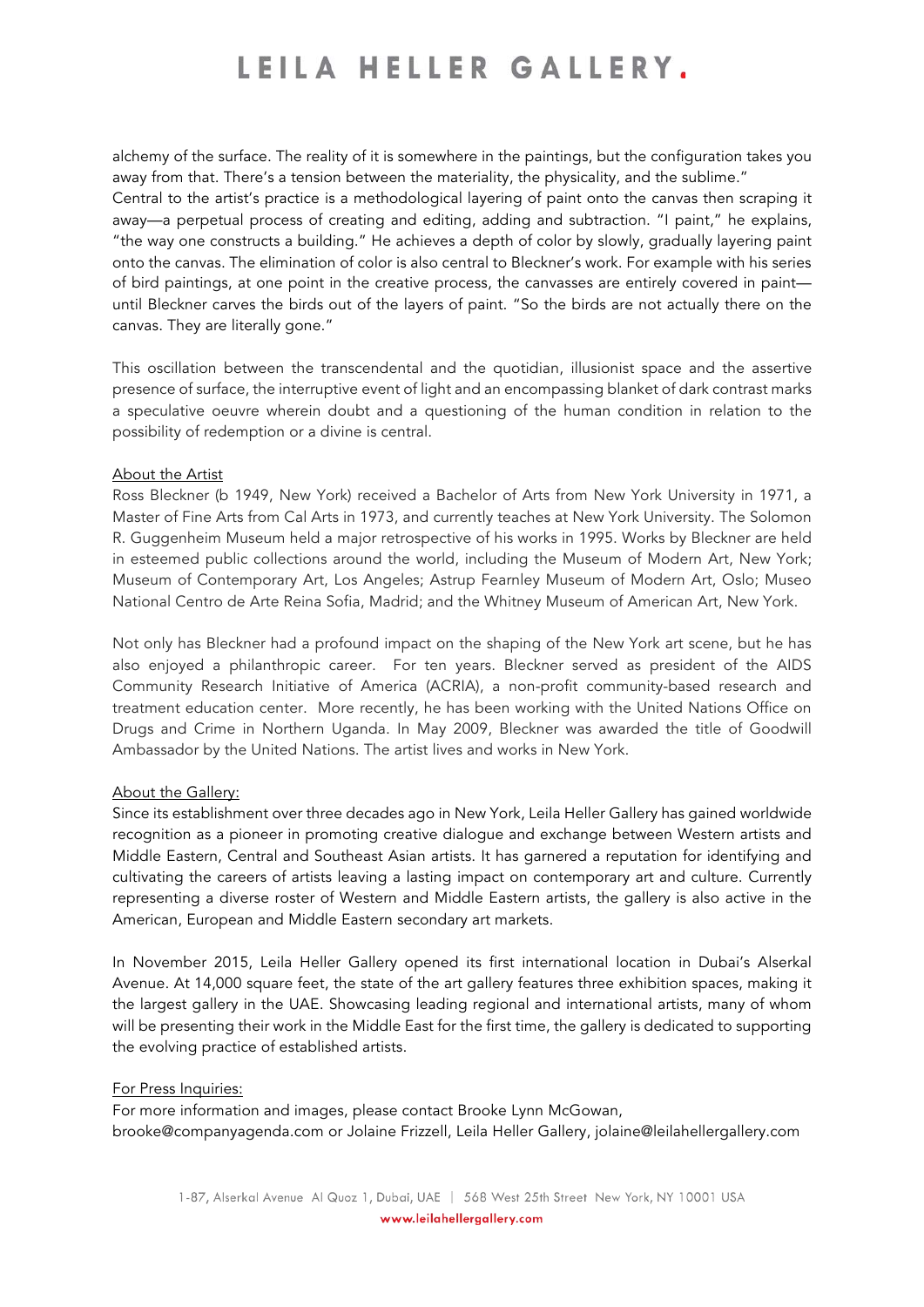alchemy of the surface. The reality of it is somewhere in the paintings, but the configuration takes you away from that. There's a tension between the materiality, the physicality, and the sublime."
Central to the artist's practice is a methodological layering of paint onto the canvas then scraping it away—a perpetual process of creating and editing, adding and subtraction. "I paint," he explains, "the way one constructs a building." He achieves a depth of color by slowly, gradually layering paint onto the canvas. The elimination of color is also central to Bleckner's work. For example with his series of bird paintings, at one point in the creative process, the canvasses are entirely covered in paint—until Bleckner carves the birds out of the layers of paint. "So the birds are not actually there on the canvas. They are literally gone."

This oscillation between the transcendental and the quotidian, illusionist space and the assertive presence of surface, the interruptive event of light and an encompassing blanket of dark contrast marks a speculative oeuvre wherein doubt and a questioning of the human condition in relation to the possibility of redemption or a divine is central.

<u>About the Artist</u>
Ross Bleckner (b 1949, New York) received a Bachelor of Arts from New York University in 1971, a Master of Fine Arts from Cal Arts in 1973, and currently teaches at New York University. The Solomon R. Guggenheim Museum held a major retrospective of his works in 1995. Works by Bleckner are held in esteemed public collections around the world, including the Museum of Modern Art, New York; Museum of Contemporary Art, Los Angeles; Astrup Fearnley Museum of Modern Art, Oslo; Museo National Centro de Arte Reina Sofia, Madrid; and the Whitney Museum of American Art, New York.

Not only has Bleckner had a profound impact on the shaping of the New York art scene, but he has also enjoyed a philanthropic career. For ten years. Bleckner served as president of the AIDS Community Research Initiative of America (ACRIA), a non-profit community-based research and treatment education center. More recently, he has been working with the United Nations Office on Drugs and Crime in Northern Uganda. In May 2009, Bleckner was awarded the title of Goodwill Ambassador by the United Nations. The artist lives and works in New York.

<u>About the Gallery:</u>
Since its establishment over three decades ago in New York, Leila Heller Gallery has gained worldwide recognition as a pioneer in promoting creative dialogue and exchange between Western artists and Middle Eastern, Central and Southeast Asian artists. It has garnered a reputation for identifying and cultivating the careers of artists leaving a lasting impact on contemporary art and culture. Currently representing a diverse roster of Western and Middle Eastern artists, the gallery is also active in the American, European and Middle Eastern secondary art markets.

In November 2015, Leila Heller Gallery opened its first international location in Dubai's Alserkal Avenue. At 14,000 square feet, the state of the art gallery features three exhibition spaces, making it the largest gallery in the UAE. Showcasing leading regional and international artists, many of whom will be presenting their work in the Middle East for the first time, the gallery is dedicated to supporting the evolving practice of established artists.

<u>For Press Inquiries:</u>
For more information and images, please contact Brooke Lynn McGowan, brooke@companyagenda.com or Jolaine Frizzell, Leila Heller Gallery, jolaine@leilahellergallery.com